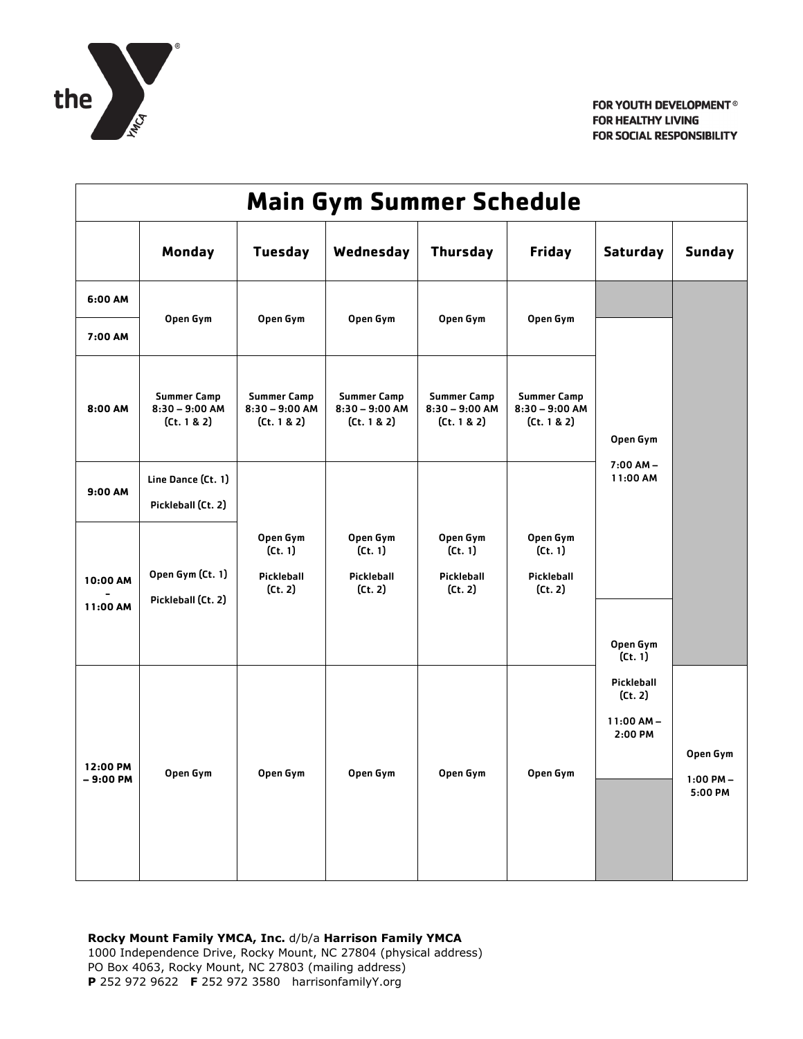FOR YOUTH DEVELOPMENT®
FOR HEALTHY LIVING
FOR SOCIAL RESPONSIBILITY

# Main Gym Summer Schedule

| | Monday | Tuesday | Wednesday | Thursday | Friday | Saturday | Sunday |
|---|---|---|---|---|---|---|---|
| 6:00 AM | Open Gym | Open Gym | Open Gym | Open Gym | Open Gym | | |
| 7:00 AM | Open Gym | Open Gym | Open Gym | Open Gym | Open Gym | Open Gym 7:00 AM – 11:00 AM | |
| 8:00 AM | Summer Camp 8:30 – 9:00 AM (Ct. 1 & 2) | Summer Camp 8:30 – 9:00 AM (Ct. 1 & 2) | Summer Camp 8:30 – 9:00 AM (Ct. 1 & 2) | Summer Camp 8:30 – 9:00 AM (Ct. 1 & 2) | Summer Camp 8:30 – 9:00 AM (Ct. 1 & 2) | Open Gym 7:00 AM – 11:00 AM | |
| 9:00 AM | Line Dance (Ct. 1) Pickleball (Ct. 2) | Open Gym (Ct. 1) Pickleball (Ct. 2) | Open Gym (Ct. 1) Pickleball (Ct. 2) | Open Gym (Ct. 1) Pickleball (Ct. 2) | Open Gym (Ct. 1) Pickleball (Ct. 2) | Open Gym 7:00 AM – 11:00 AM | |
| 10:00 AM – 11:00 AM | Open Gym (Ct. 1) Pickleball (Ct. 2) | Open Gym (Ct. 1) Pickleball (Ct. 2) | Open Gym (Ct. 1) Pickleball (Ct. 2) | Open Gym (Ct. 1) Pickleball (Ct. 2) | Open Gym (Ct. 1) Pickleball (Ct. 2) | Open Gym (Ct. 1) Pickleball (Ct. 2) 11:00 AM – 2:00 PM | |
| 12:00 PM – 9:00 PM | Open Gym | Open Gym | Open Gym | Open Gym | Open Gym | Open Gym (Ct. 1) Pickleball (Ct. 2) 11:00 AM – 2:00 PM | Open Gym 1:00 PM – 5:00 PM |

**Rocky Mount Family YMCA, Inc.** d/b/a **Harrison Family YMCA**
1000 Independence Drive, Rocky Mount, NC 27804 (physical address)
PO Box 4063, Rocky Mount, NC 27803 (mailing address)
**P** 252 972 9622 **F** 252 972 3580 harrisonfamilyY.org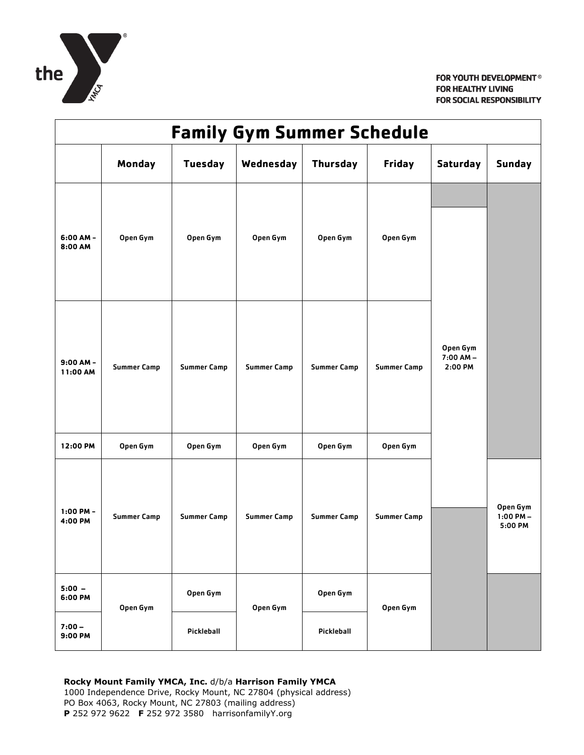FOR YOUTH DEVELOPMENT®
FOR HEALTHY LIVING
FOR SOCIAL RESPONSIBILITY

# Family Gym Summer Schedule

| | Monday | Tuesday | Wednesday | Thursday | Friday | Saturday | Sunday |
|---|---|---|---|---|---|---|---|
| 6:00 AM – 8:00 AM | Open Gym | Open Gym | Open Gym | Open Gym | Open Gym | | |
| 9:00 AM – 11:00 AM | Summer Camp | Summer Camp | Summer Camp | Summer Camp | Summer Camp | Open Gym 7:00 AM – 2:00 PM | |
| 12:00 PM | Open Gym | Open Gym | Open Gym | Open Gym | Open Gym | | |
| 1:00 PM – 4:00 PM | Summer Camp | Summer Camp | Summer Camp | Summer Camp | Summer Camp | | Open Gym 1:00 PM – 5:00 PM |
| 5:00 – 6:00 PM | Open Gym | Open Gym | Open Gym | Open Gym | Open Gym | | |
| 7:00 – 9:00 PM | | Pickleball | | Pickleball | | | |

**Rocky Mount Family YMCA, Inc.** d/b/a **Harrison Family YMCA**
1000 Independence Drive, Rocky Mount, NC 27804 (physical address)
PO Box 4063, Rocky Mount, NC 27803 (mailing address)
**P** 252 972 9622 **F** 252 972 3580 harrisonfamilyY.org